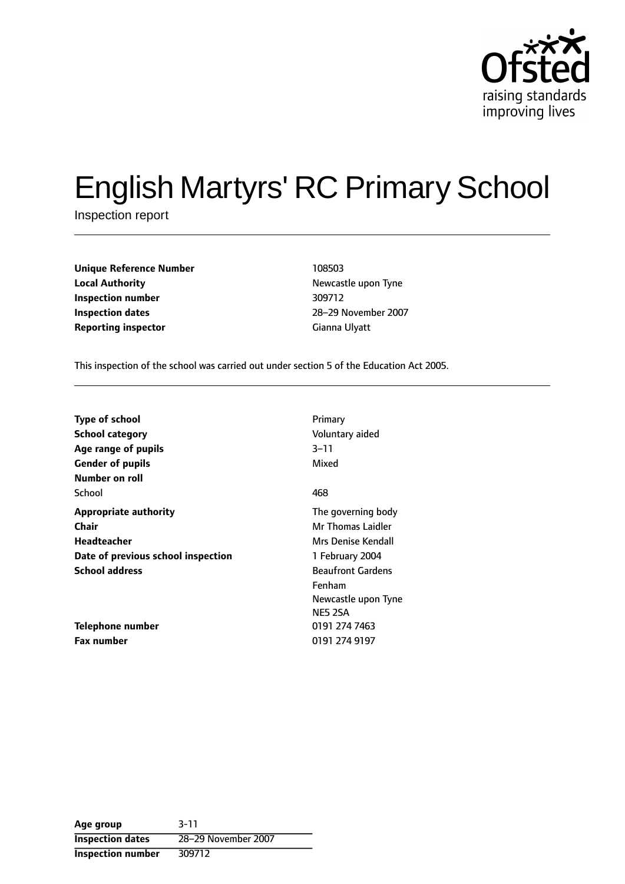# English Martyrs' RC Primary School

Inspection report

| | |
|---|---|
| **Unique Reference Number** | 108503 |
| **Local Authority** | Newcastle upon Tyne |
| **Inspection number** | 309712 |
| **Inspection dates** | 28–29 November 2007 |
| **Reporting inspector** | Gianna Ulyatt |

This inspection of the school was carried out under section 5 of the Education Act 2005.

| | |
|---|---|
| **Type of school** | Primary |
| **School category** | Voluntary aided |
| **Age range of pupils** | 3–11 |
| **Gender of pupils** | Mixed |
| **Number on roll** | |
| School | 468 |
| **Appropriate authority** | The governing body |
| **Chair** | Mr Thomas Laidler |
| **Headteacher** | Mrs Denise Kendall |
| **Date of previous school inspection** | 1 February 2004 |
| **School address** | Beaufront Gardens<br>Fenham<br>Newcastle upon Tyne<br>NE5 2SA |
| **Telephone number** | 0191 274 7463 |
| **Fax number** | 0191 274 9197 |

| | |
|---|---|
| **Age group** | 3-11 |
| **Inspection dates** | 28–29 November 2007 |
| **Inspection number** | 309712 |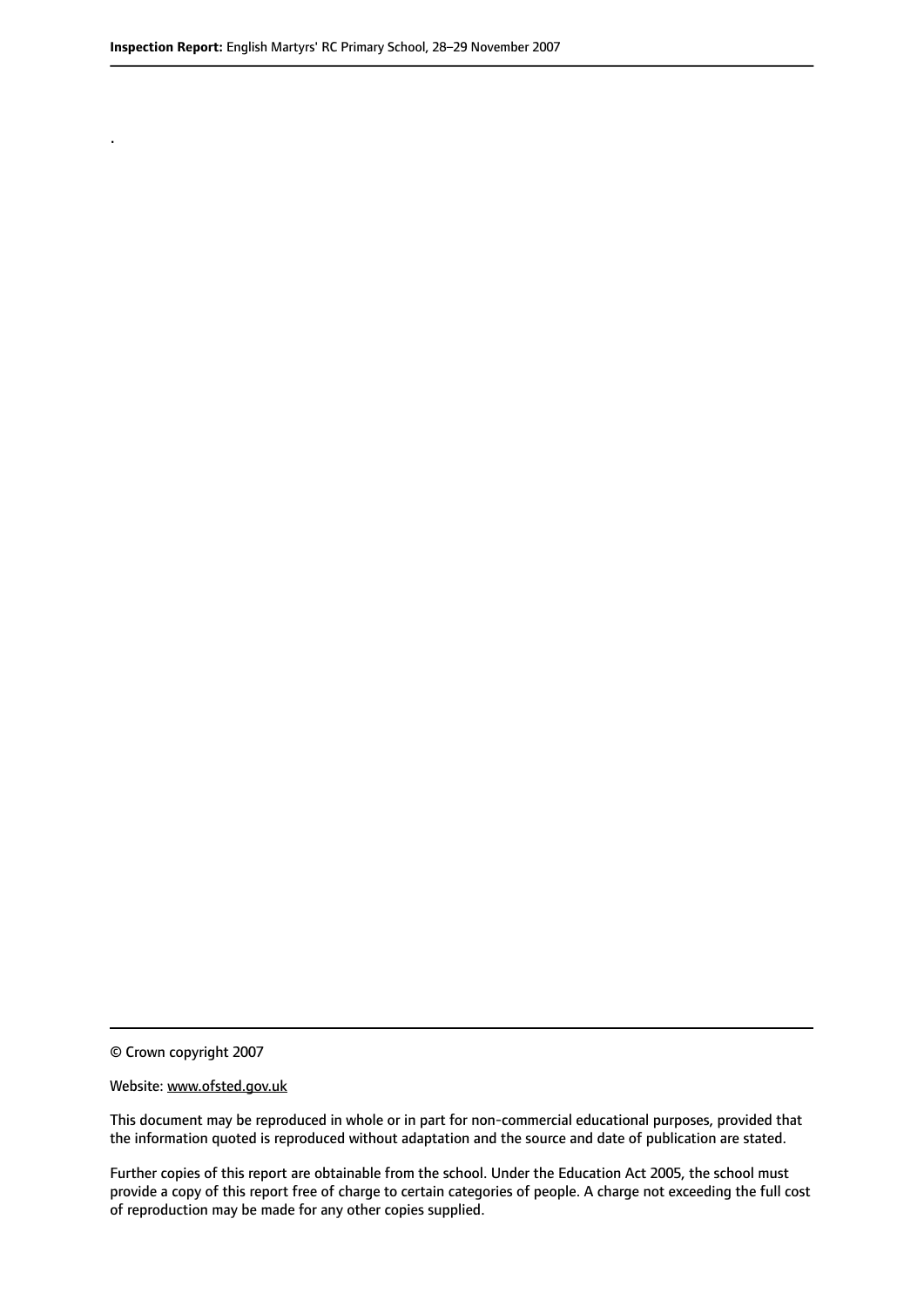.

© Crown copyright 2007

Website: www.ofsted.gov.uk

This document may be reproduced in whole or in part for non-commercial educational purposes, provided that the information quoted is reproduced without adaptation and the source and date of publication are stated.

Further copies of this report are obtainable from the school. Under the Education Act 2005, the school must provide a copy of this report free of charge to certain categories of people. A charge not exceeding the full cost of reproduction may be made for any other copies supplied.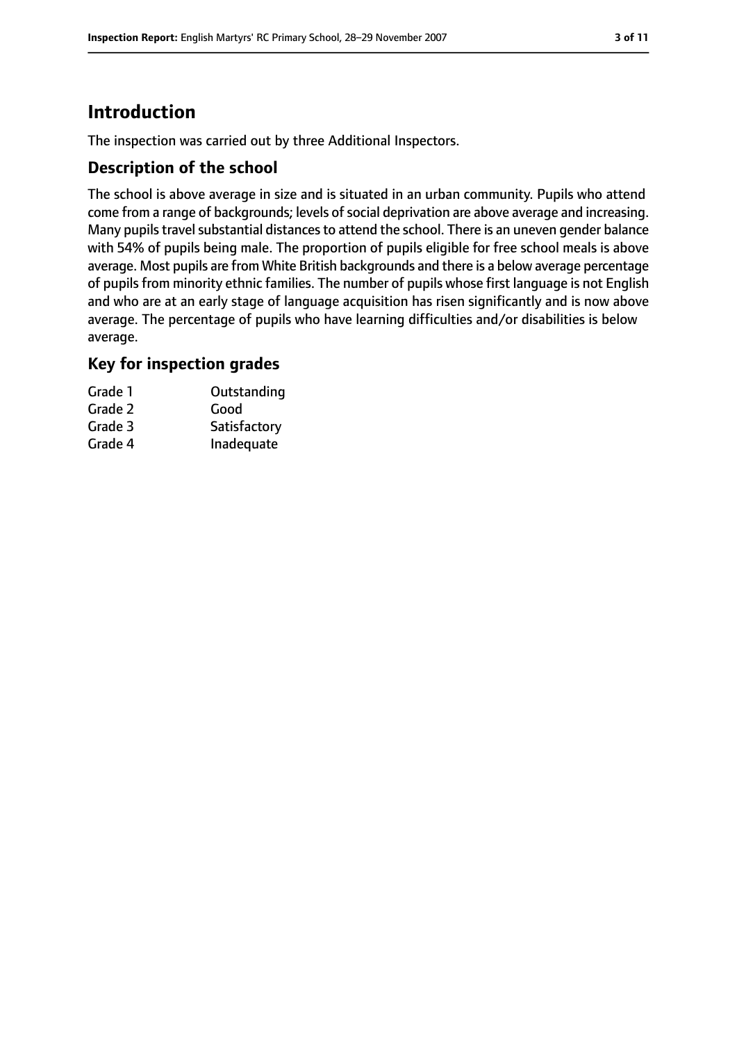# Introduction

The inspection was carried out by three Additional Inspectors.

## Description of the school

The school is above average in size and is situated in an urban community. Pupils who attend come from a range of backgrounds; levels of social deprivation are above average and increasing. Many pupils travel substantial distances to attend the school. There is an uneven gender balance with 54% of pupils being male. The proportion of pupils eligible for free school meals is above average. Most pupils are from White British backgrounds and there is a below average percentage of pupils from minority ethnic families. The number of pupils whose first language is not English and who are at an early stage of language acquisition has risen significantly and is now above average. The percentage of pupils who have learning difficulties and/or disabilities is below average.

## Key for inspection grades

| | |
|---|---|
| Grade 1 | Outstanding |
| Grade 2 | Good |
| Grade 3 | Satisfactory |
| Grade 4 | Inadequate |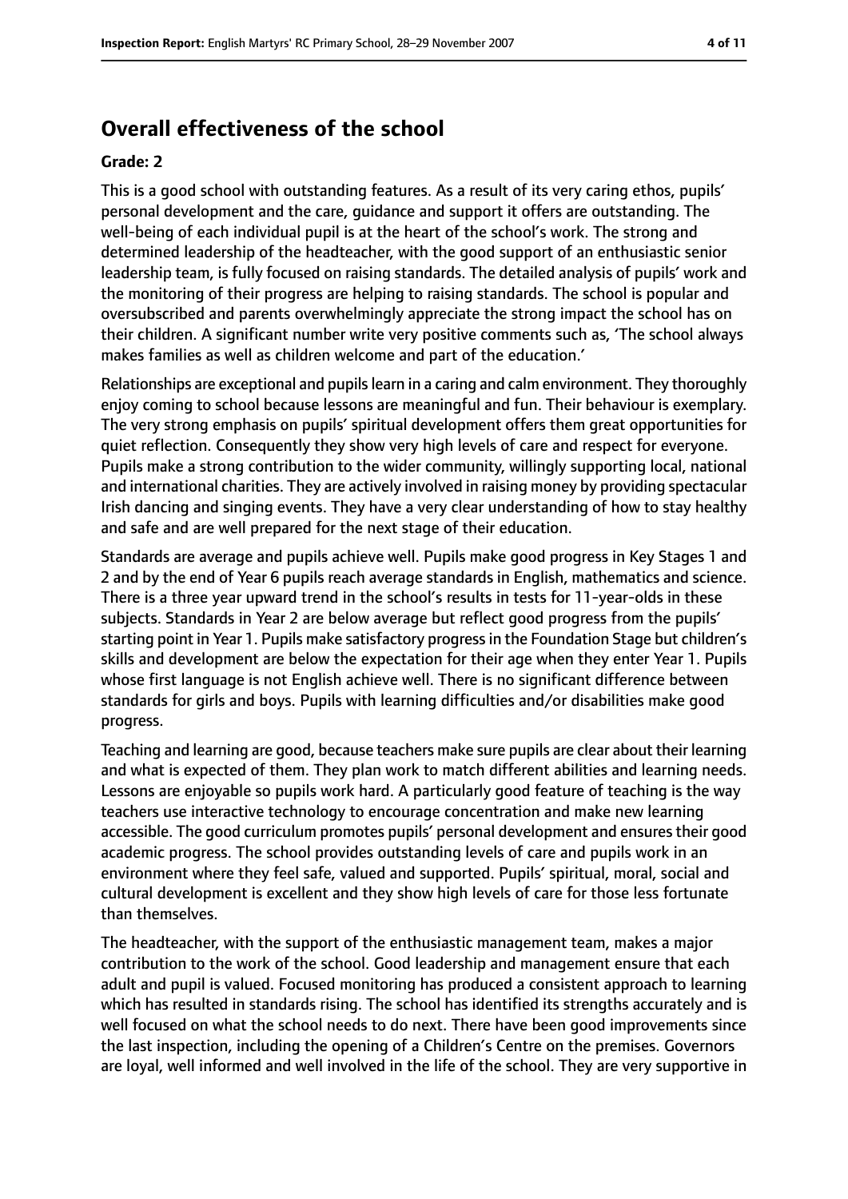## Overall effectiveness of the school

### Grade: 2

This is a good school with outstanding features. As a result of its very caring ethos, pupils' personal development and the care, guidance and support it offers are outstanding. The well-being of each individual pupil is at the heart of the school's work. The strong and determined leadership of the headteacher, with the good support of an enthusiastic senior leadership team, is fully focused on raising standards. The detailed analysis of pupils' work and the monitoring of their progress are helping to raising standards. The school is popular and oversubscribed and parents overwhelmingly appreciate the strong impact the school has on their children. A significant number write very positive comments such as, 'The school always makes families as well as children welcome and part of the education.'

Relationships are exceptional and pupils learn in a caring and calm environment. They thoroughly enjoy coming to school because lessons are meaningful and fun. Their behaviour is exemplary. The very strong emphasis on pupils' spiritual development offers them great opportunities for quiet reflection. Consequently they show very high levels of care and respect for everyone. Pupils make a strong contribution to the wider community, willingly supporting local, national and international charities. They are actively involved in raising money by providing spectacular Irish dancing and singing events. They have a very clear understanding of how to stay healthy and safe and are well prepared for the next stage of their education.

Standards are average and pupils achieve well. Pupils make good progress in Key Stages 1 and 2 and by the end of Year 6 pupils reach average standards in English, mathematics and science. There is a three year upward trend in the school's results in tests for 11-year-olds in these subjects. Standards in Year 2 are below average but reflect good progress from the pupils' starting point in Year 1. Pupils make satisfactory progress in the Foundation Stage but children's skills and development are below the expectation for their age when they enter Year 1. Pupils whose first language is not English achieve well. There is no significant difference between standards for girls and boys. Pupils with learning difficulties and/or disabilities make good progress.

Teaching and learning are good, because teachers make sure pupils are clear about their learning and what is expected of them. They plan work to match different abilities and learning needs. Lessons are enjoyable so pupils work hard. A particularly good feature of teaching is the way teachers use interactive technology to encourage concentration and make new learning accessible. The good curriculum promotes pupils' personal development and ensures their good academic progress. The school provides outstanding levels of care and pupils work in an environment where they feel safe, valued and supported. Pupils' spiritual, moral, social and cultural development is excellent and they show high levels of care for those less fortunate than themselves.

The headteacher, with the support of the enthusiastic management team, makes a major contribution to the work of the school. Good leadership and management ensure that each adult and pupil is valued. Focused monitoring has produced a consistent approach to learning which has resulted in standards rising. The school has identified its strengths accurately and is well focused on what the school needs to do next. There have been good improvements since the last inspection, including the opening of a Children's Centre on the premises. Governors are loyal, well informed and well involved in the life of the school. They are very supportive in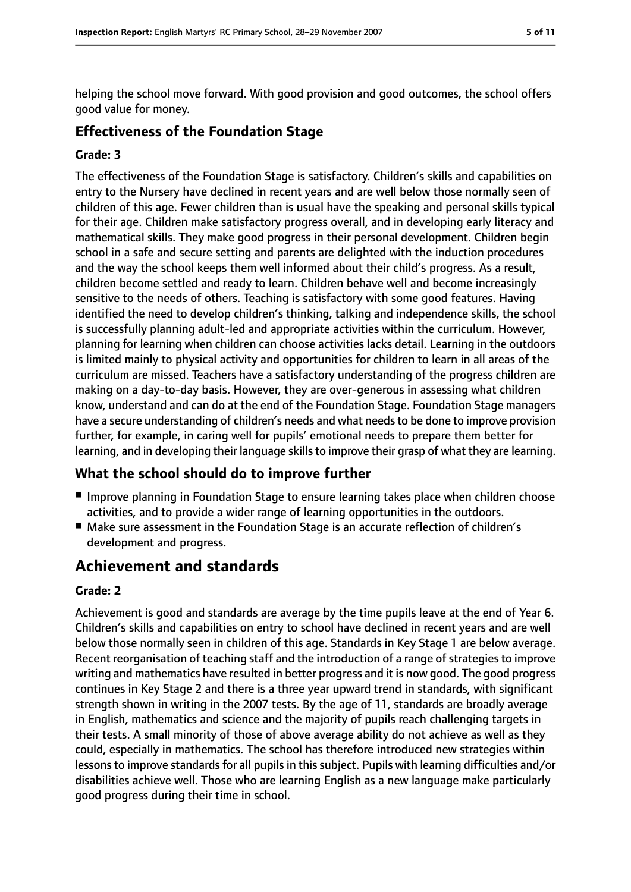helping the school move forward. With good provision and good outcomes, the school offers good value for money.

### Effectiveness of the Foundation Stage

#### Grade: 3

The effectiveness of the Foundation Stage is satisfactory. Children's skills and capabilities on entry to the Nursery have declined in recent years and are well below those normally seen of children of this age. Fewer children than is usual have the speaking and personal skills typical for their age. Children make satisfactory progress overall, and in developing early literacy and mathematical skills. They make good progress in their personal development. Children begin school in a safe and secure setting and parents are delighted with the induction procedures and the way the school keeps them well informed about their child's progress. As a result, children become settled and ready to learn. Children behave well and become increasingly sensitive to the needs of others. Teaching is satisfactory with some good features. Having identified the need to develop children's thinking, talking and independence skills, the school is successfully planning adult-led and appropriate activities within the curriculum. However, planning for learning when children can choose activities lacks detail. Learning in the outdoors is limited mainly to physical activity and opportunities for children to learn in all areas of the curriculum are missed. Teachers have a satisfactory understanding of the progress children are making on a day-to-day basis. However, they are over-generous in assessing what children know, understand and can do at the end of the Foundation Stage. Foundation Stage managers have a secure understanding of children's needs and what needs to be done to improve provision further, for example, in caring well for pupils' emotional needs to prepare them better for learning, and in developing their language skills to improve their grasp of what they are learning.

### What the school should do to improve further

- Improve planning in Foundation Stage to ensure learning takes place when children choose activities, and to provide a wider range of learning opportunities in the outdoors.
- Make sure assessment in the Foundation Stage is an accurate reflection of children's development and progress.

## Achievement and standards

#### Grade: 2

Achievement is good and standards are average by the time pupils leave at the end of Year 6. Children's skills and capabilities on entry to school have declined in recent years and are well below those normally seen in children of this age. Standards in Key Stage 1 are below average. Recent reorganisation of teaching staff and the introduction of a range of strategies to improve writing and mathematics have resulted in better progress and it is now good. The good progress continues in Key Stage 2 and there is a three year upward trend in standards, with significant strength shown in writing in the 2007 tests. By the age of 11, standards are broadly average in English, mathematics and science and the majority of pupils reach challenging targets in their tests. A small minority of those of above average ability do not achieve as well as they could, especially in mathematics. The school has therefore introduced new strategies within lessons to improve standards for all pupils in this subject. Pupils with learning difficulties and/or disabilities achieve well. Those who are learning English as a new language make particularly good progress during their time in school.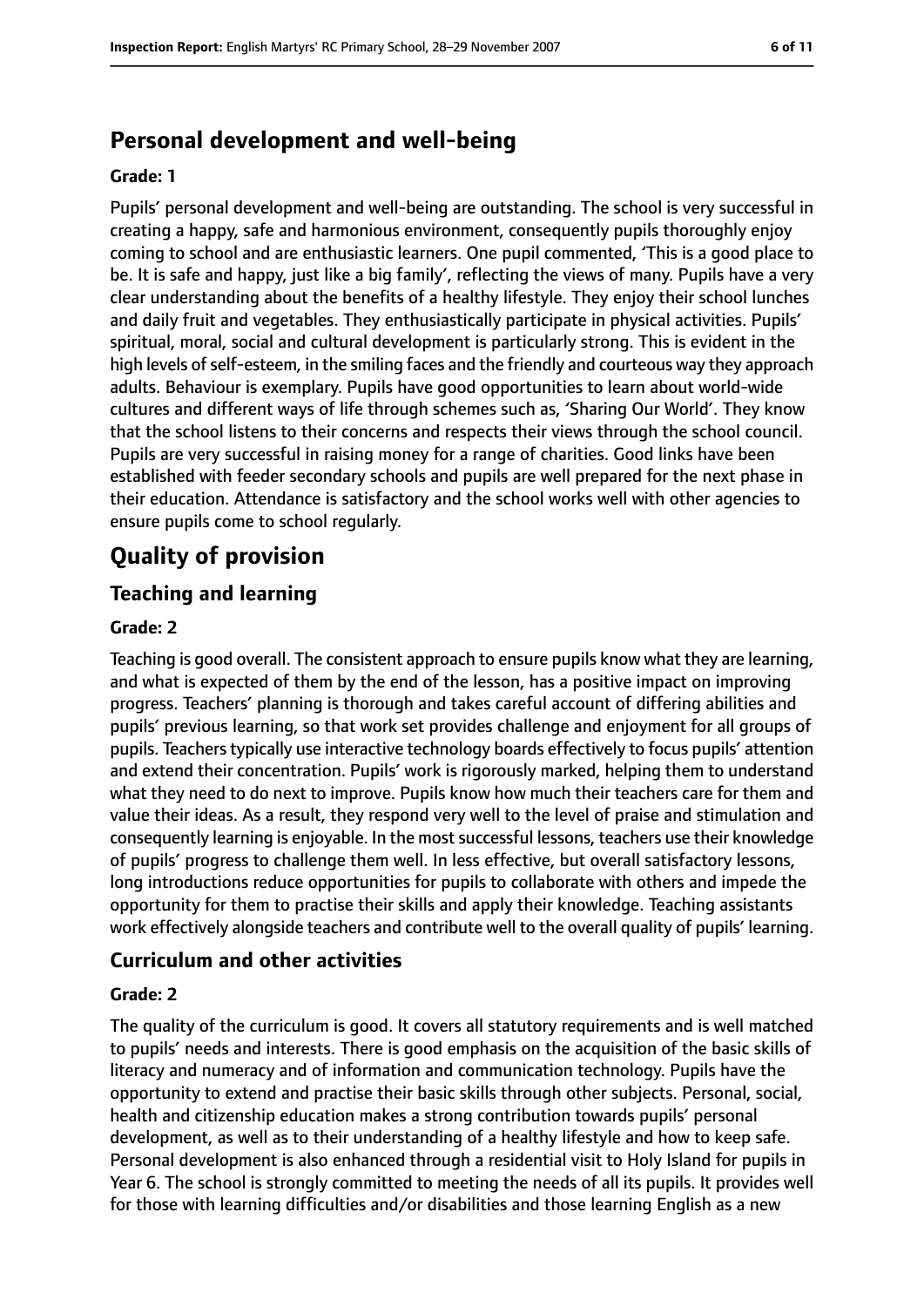## Personal development and well-being

**Grade: 1**

Pupils' personal development and well-being are outstanding. The school is very successful in creating a happy, safe and harmonious environment, consequently pupils thoroughly enjoy coming to school and are enthusiastic learners. One pupil commented, 'This is a good place to be. It is safe and happy, just like a big family', reflecting the views of many. Pupils have a very clear understanding about the benefits of a healthy lifestyle. They enjoy their school lunches and daily fruit and vegetables. They enthusiastically participate in physical activities. Pupils' spiritual, moral, social and cultural development is particularly strong. This is evident in the high levels of self-esteem, in the smiling faces and the friendly and courteous way they approach adults. Behaviour is exemplary. Pupils have good opportunities to learn about world-wide cultures and different ways of life through schemes such as, 'Sharing Our World'. They know that the school listens to their concerns and respects their views through the school council. Pupils are very successful in raising money for a range of charities. Good links have been established with feeder secondary schools and pupils are well prepared for the next phase in their education. Attendance is satisfactory and the school works well with other agencies to ensure pupils come to school regularly.

# Quality of provision

## Teaching and learning

**Grade: 2**

Teaching is good overall. The consistent approach to ensure pupils know what they are learning, and what is expected of them by the end of the lesson, has a positive impact on improving progress. Teachers' planning is thorough and takes careful account of differing abilities and pupils' previous learning, so that work set provides challenge and enjoyment for all groups of pupils. Teachers typically use interactive technology boards effectively to focus pupils' attention and extend their concentration. Pupils' work is rigorously marked, helping them to understand what they need to do next to improve. Pupils know how much their teachers care for them and value their ideas. As a result, they respond very well to the level of praise and stimulation and consequently learning is enjoyable. In the most successful lessons, teachers use their knowledge of pupils' progress to challenge them well. In less effective, but overall satisfactory lessons, long introductions reduce opportunities for pupils to collaborate with others and impede the opportunity for them to practise their skills and apply their knowledge. Teaching assistants work effectively alongside teachers and contribute well to the overall quality of pupils' learning.

## Curriculum and other activities

**Grade: 2**

The quality of the curriculum is good. It covers all statutory requirements and is well matched to pupils' needs and interests. There is good emphasis on the acquisition of the basic skills of literacy and numeracy and of information and communication technology. Pupils have the opportunity to extend and practise their basic skills through other subjects. Personal, social, health and citizenship education makes a strong contribution towards pupils' personal development, as well as to their understanding of a healthy lifestyle and how to keep safe. Personal development is also enhanced through a residential visit to Holy Island for pupils in Year 6. The school is strongly committed to meeting the needs of all its pupils. It provides well for those with learning difficulties and/or disabilities and those learning English as a new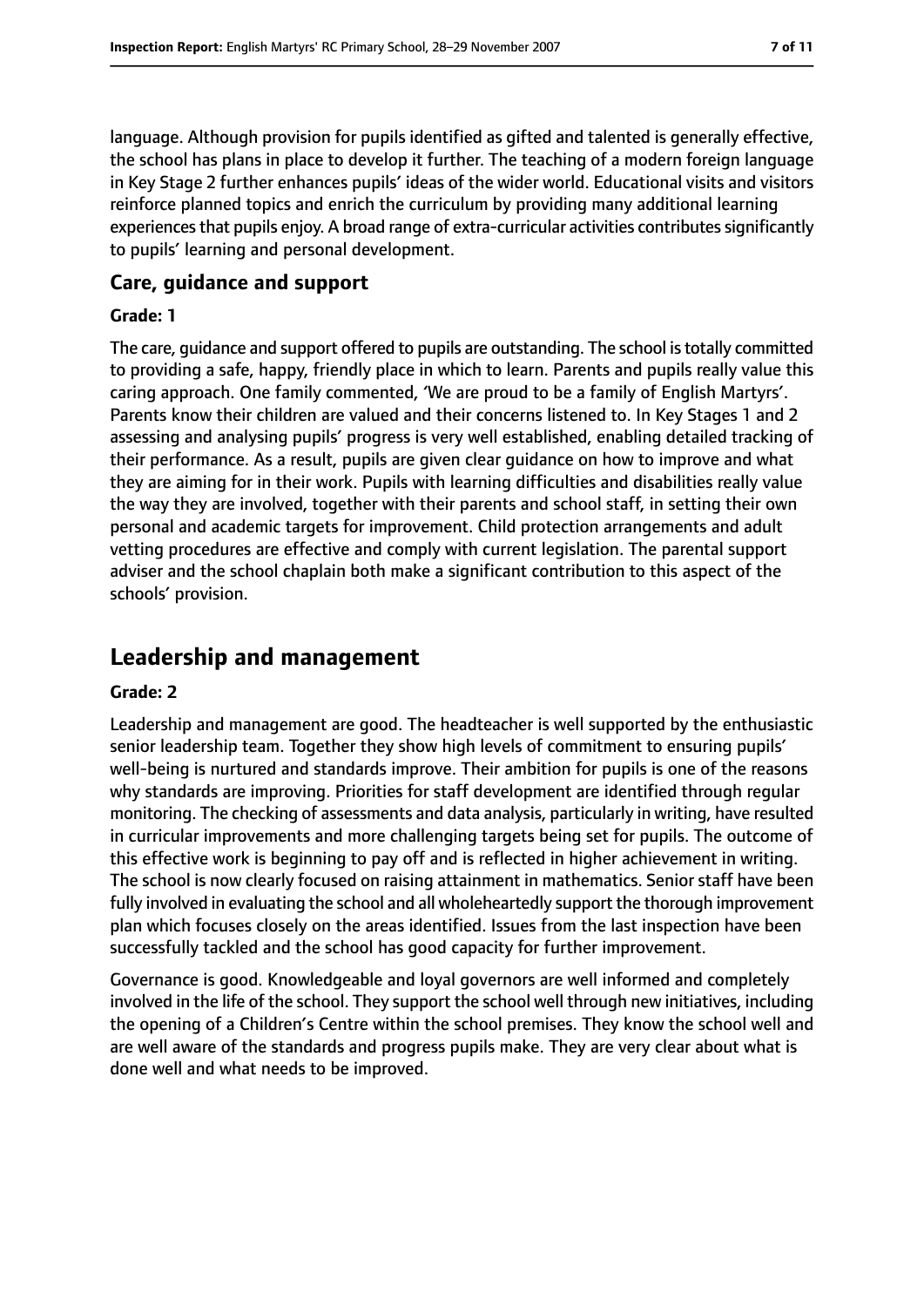language. Although provision for pupils identified as gifted and talented is generally effective, the school has plans in place to develop it further. The teaching of a modern foreign language in Key Stage 2 further enhances pupils' ideas of the wider world. Educational visits and visitors reinforce planned topics and enrich the curriculum by providing many additional learning experiences that pupils enjoy. A broad range of extra-curricular activities contributes significantly to pupils' learning and personal development.

### Care, guidance and support

#### Grade: 1

The care, guidance and support offered to pupils are outstanding. The school is totally committed to providing a safe, happy, friendly place in which to learn. Parents and pupils really value this caring approach. One family commented, 'We are proud to be a family of English Martyrs'. Parents know their children are valued and their concerns listened to. In Key Stages 1 and 2 assessing and analysing pupils' progress is very well established, enabling detailed tracking of their performance. As a result, pupils are given clear guidance on how to improve and what they are aiming for in their work. Pupils with learning difficulties and disabilities really value the way they are involved, together with their parents and school staff, in setting their own personal and academic targets for improvement. Child protection arrangements and adult vetting procedures are effective and comply with current legislation. The parental support adviser and the school chaplain both make a significant contribution to this aspect of the schools' provision.

## Leadership and management

#### Grade: 2

Leadership and management are good. The headteacher is well supported by the enthusiastic senior leadership team. Together they show high levels of commitment to ensuring pupils' well-being is nurtured and standards improve. Their ambition for pupils is one of the reasons why standards are improving. Priorities for staff development are identified through regular monitoring. The checking of assessments and data analysis, particularly in writing, have resulted in curricular improvements and more challenging targets being set for pupils. The outcome of this effective work is beginning to pay off and is reflected in higher achievement in writing. The school is now clearly focused on raising attainment in mathematics. Senior staff have been fully involved in evaluating the school and all wholeheartedly support the thorough improvement plan which focuses closely on the areas identified. Issues from the last inspection have been successfully tackled and the school has good capacity for further improvement.

Governance is good. Knowledgeable and loyal governors are well informed and completely involved in the life of the school. They support the school well through new initiatives, including the opening of a Children's Centre within the school premises. They know the school well and are well aware of the standards and progress pupils make. They are very clear about what is done well and what needs to be improved.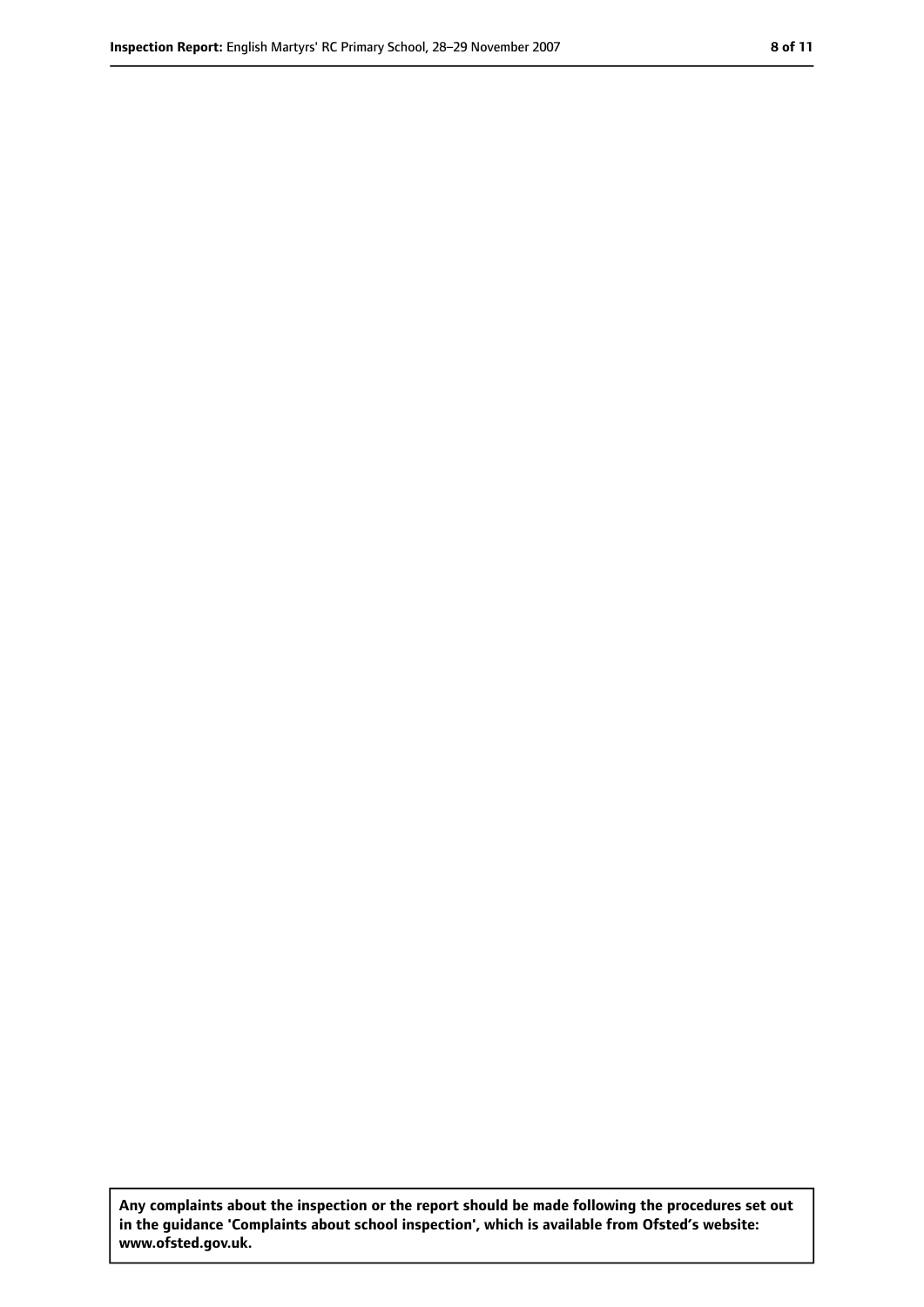**Any complaints about the inspection or the report should be made following the procedures set out in the guidance 'Complaints about school inspection', which is available from Ofsted's website: www.ofsted.gov.uk.**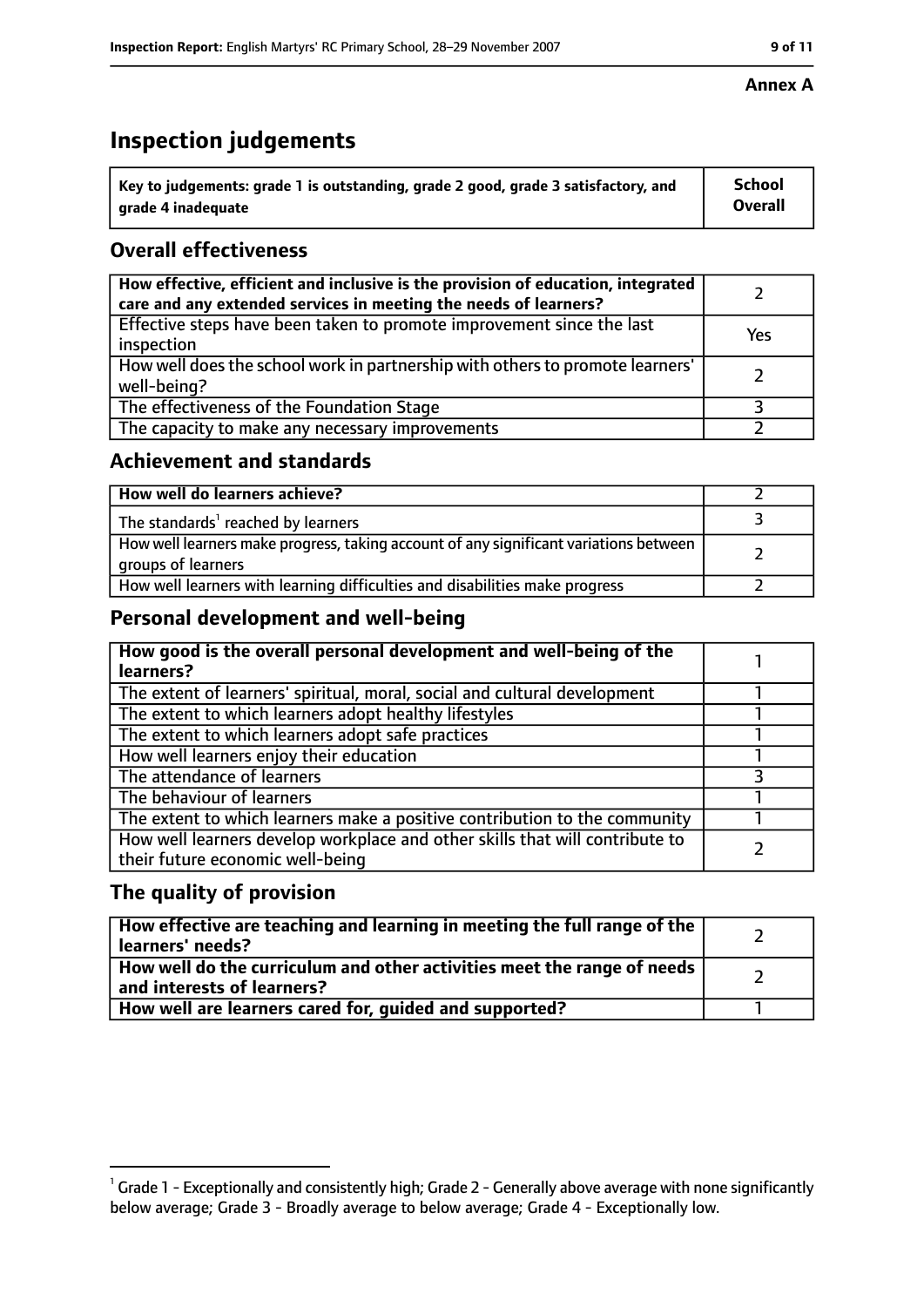**Annex A**

# Inspection judgements

| Key to judgements: grade 1 is outstanding, grade 2 good, grade 3 satisfactory, and grade 4 inadequate | School Overall |
|---|---|

## Overall effectiveness

| | |
|---|---|
| How effective, efficient and inclusive is the provision of education, integrated care and any extended services in meeting the needs of learners? | 2 |
| Effective steps have been taken to promote improvement since the last inspection | Yes |
| How well does the school work in partnership with others to promote learners' well-being? | 2 |
| The effectiveness of the Foundation Stage | 3 |
| The capacity to make any necessary improvements | 2 |

## Achievement and standards

| | |
|---|---|
| How well do learners achieve? | 2 |
| The standards[1] reached by learners | 3 |
| How well learners make progress, taking account of any significant variations between groups of learners | 2 |
| How well learners with learning difficulties and disabilities make progress | 2 |

## Personal development and well-being

| | |
|---|---|
| How good is the overall personal development and well-being of the learners? | 1 |
| The extent of learners' spiritual, moral, social and cultural development | 1 |
| The extent to which learners adopt healthy lifestyles | 1 |
| The extent to which learners adopt safe practices | 1 |
| How well learners enjoy their education | 1 |
| The attendance of learners | 3 |
| The behaviour of learners | 1 |
| The extent to which learners make a positive contribution to the community | 1 |
| How well learners develop workplace and other skills that will contribute to their future economic well-being | 2 |

## The quality of provision

| | |
|---|---|
| How effective are teaching and learning in meeting the full range of the learners' needs? | 2 |
| How well do the curriculum and other activities meet the range of needs and interests of learners? | 2 |
| How well are learners cared for, guided and supported? | 1 |

[1] Grade 1 - Exceptionally and consistently high; Grade 2 - Generally above average with none significantly below average; Grade 3 - Broadly average to below average; Grade 4 - Exceptionally low.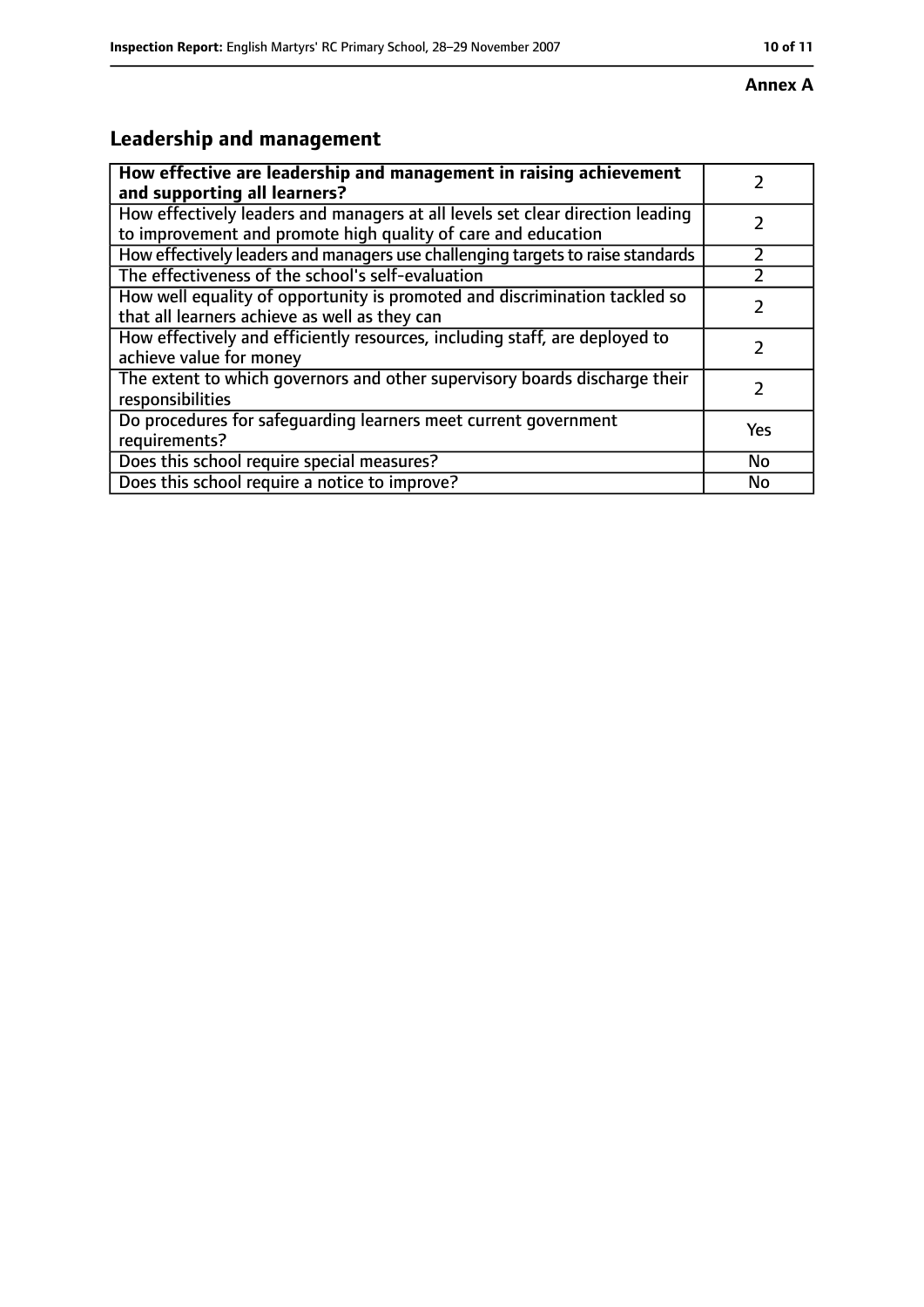**Annex A**

## Leadership and management

| **How effective are leadership and management in raising achievement and supporting all learners?** | 2 |
|---|---|
| How effectively leaders and managers at all levels set clear direction leading to improvement and promote high quality of care and education | 2 |
| How effectively leaders and managers use challenging targets to raise standards | 2 |
| The effectiveness of the school's self-evaluation | 2 |
| How well equality of opportunity is promoted and discrimination tackled so that all learners achieve as well as they can | 2 |
| How effectively and efficiently resources, including staff, are deployed to achieve value for money | 2 |
| The extent to which governors and other supervisory boards discharge their responsibilities | 2 |
| Do procedures for safeguarding learners meet current government requirements? | Yes |
| Does this school require special measures? | No |
| Does this school require a notice to improve? | No |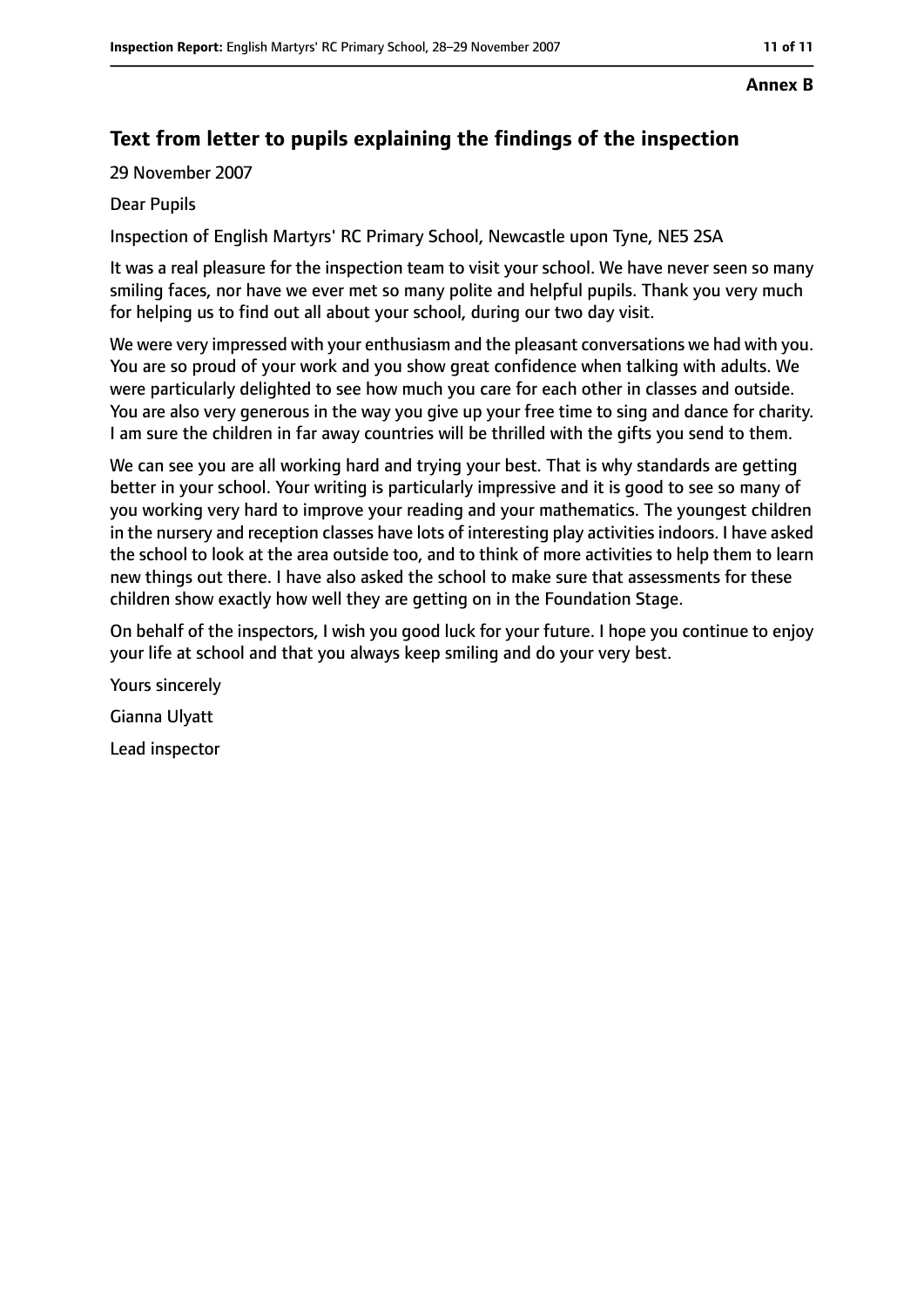**Annex B**

## Text from letter to pupils explaining the findings of the inspection

29 November 2007

Dear Pupils

Inspection of English Martyrs' RC Primary School, Newcastle upon Tyne, NE5 2SA

It was a real pleasure for the inspection team to visit your school. We have never seen so many smiling faces, nor have we ever met so many polite and helpful pupils. Thank you very much for helping us to find out all about your school, during our two day visit.

We were very impressed with your enthusiasm and the pleasant conversations we had with you. You are so proud of your work and you show great confidence when talking with adults. We were particularly delighted to see how much you care for each other in classes and outside. You are also very generous in the way you give up your free time to sing and dance for charity. I am sure the children in far away countries will be thrilled with the gifts you send to them.

We can see you are all working hard and trying your best. That is why standards are getting better in your school. Your writing is particularly impressive and it is good to see so many of you working very hard to improve your reading and your mathematics. The youngest children in the nursery and reception classes have lots of interesting play activities indoors. I have asked the school to look at the area outside too, and to think of more activities to help them to learn new things out there. I have also asked the school to make sure that assessments for these children show exactly how well they are getting on in the Foundation Stage.

On behalf of the inspectors, I wish you good luck for your future. I hope you continue to enjoy your life at school and that you always keep smiling and do your very best.

Yours sincerely

Gianna Ulyatt

Lead inspector